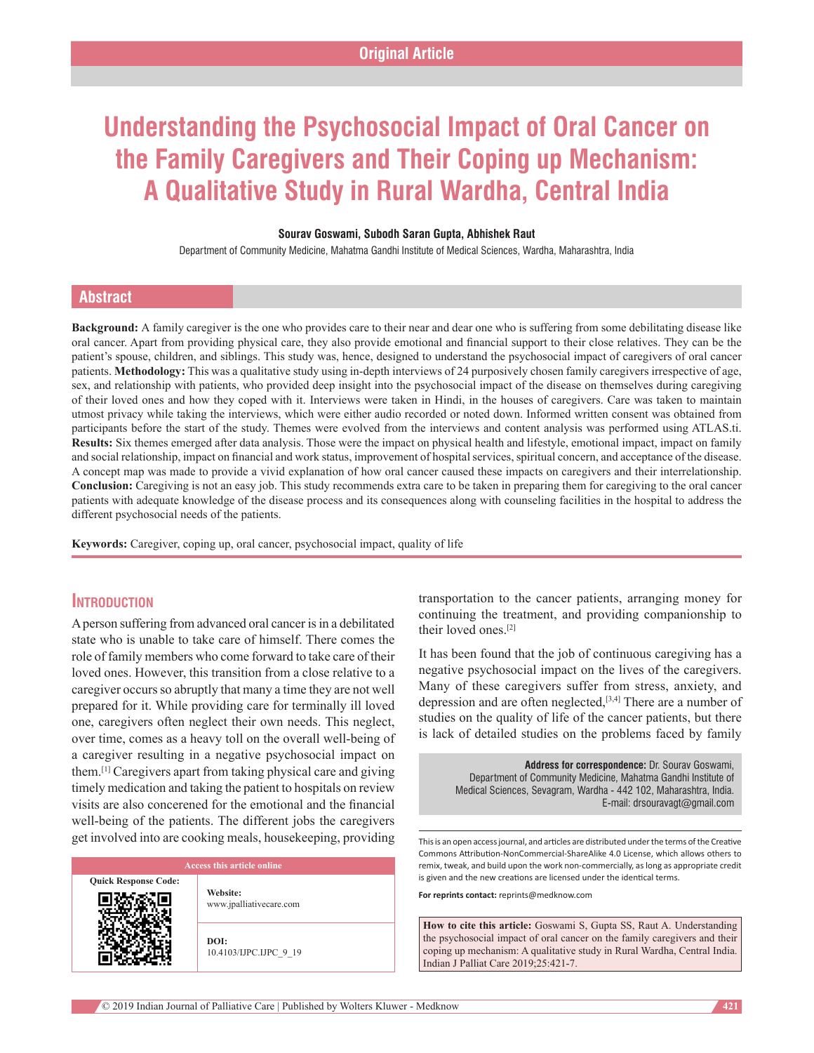Original Article

# Understanding the Psychosocial Impact of Oral Cancer on the Family Caregivers and Their Coping up Mechanism: A Qualitative Study in Rural Wardha, Central India

**Sourav Goswami, Subodh Saran Gupta, Abhishek Raut**

Department of Community Medicine, Mahatma Gandhi Institute of Medical Sciences, Wardha, Maharashtra, India

## Abstract

**Background:** A family caregiver is the one who provides care to their near and dear one who is suffering from some debilitating disease like oral cancer. Apart from providing physical care, they also provide emotional and financial support to their close relatives. They can be the patient's spouse, children, and siblings. This study was, hence, designed to understand the psychosocial impact of caregivers of oral cancer patients. **Methodology:** This was a qualitative study using in-depth interviews of 24 purposively chosen family caregivers irrespective of age, sex, and relationship with patients, who provided deep insight into the psychosocial impact of the disease on themselves during caregiving of their loved ones and how they coped with it. Interviews were taken in Hindi, in the houses of caregivers. Care was taken to maintain utmost privacy while taking the interviews, which were either audio recorded or noted down. Informed written consent was obtained from participants before the start of the study. Themes were evolved from the interviews and content analysis was performed using ATLAS.ti. **Results:** Six themes emerged after data analysis. Those were the impact on physical health and lifestyle, emotional impact, impact on family and social relationship, impact on financial and work status, improvement of hospital services, spiritual concern, and acceptance of the disease. A concept map was made to provide a vivid explanation of how oral cancer caused these impacts on caregivers and their interrelationship. **Conclusion:** Caregiving is not an easy job. This study recommends extra care to be taken in preparing them for caregiving to the oral cancer patients with adequate knowledge of the disease process and its consequences along with counseling facilities in the hospital to address the different psychosocial needs of the patients.

**Keywords:** Caregiver, coping up, oral cancer, psychosocial impact, quality of life

## Introduction

A person suffering from advanced oral cancer is in a debilitated state who is unable to take care of himself. There comes the role of family members who come forward to take care of their loved ones. However, this transition from a close relative to a caregiver occurs so abruptly that many a time they are not well prepared for it. While providing care for terminally ill loved one, caregivers often neglect their own needs. This neglect, over time, comes as a heavy toll on the overall well-being of a caregiver resulting in a negative psychosocial impact on them.[1] Caregivers apart from taking physical care and giving timely medication and taking the patient to hospitals on review visits are also concerened for the emotional and the financial well-being of the patients. The different jobs the caregivers get involved into are cooking meals, housekeeping, providing transportation to the cancer patients, arranging money for continuing the treatment, and providing companionship to their loved ones.[2]

It has been found that the job of continuous caregiving has a negative psychosocial impact on the lives of the caregivers. Many of these caregivers suffer from stress, anxiety, and depression and are often neglected,[3,4] There are a number of studies on the quality of life of the cancer patients, but there is lack of detailed studies on the problems faced by family

| Access this article online | |
|---|---|
| Quick Response Code: | **Website:** www.jpalliativecare.com |
| | **DOI:** 10.4103/IJPC.IJPC_9_19 |

**Address for correspondence:** Dr. Sourav Goswami, Department of Community Medicine, Mahatma Gandhi Institute of Medical Sciences, Sevagram, Wardha - 442 102, Maharashtra, India. E-mail: drsouravagt@gmail.com

This is an open access journal, and articles are distributed under the terms of the Creative Commons Attribution-NonCommercial-ShareAlike 4.0 License, which allows others to remix, tweak, and build upon the work non-commercially, as long as appropriate credit is given and the new creations are licensed under the identical terms.

**For reprints contact:** reprints@medknow.com

**How to cite this article:** Goswami S, Gupta SS, Raut A. Understanding the psychosocial impact of oral cancer on the family caregivers and their coping up mechanism: A qualitative study in Rural Wardha, Central India. Indian J Palliat Care 2019;25:421-7.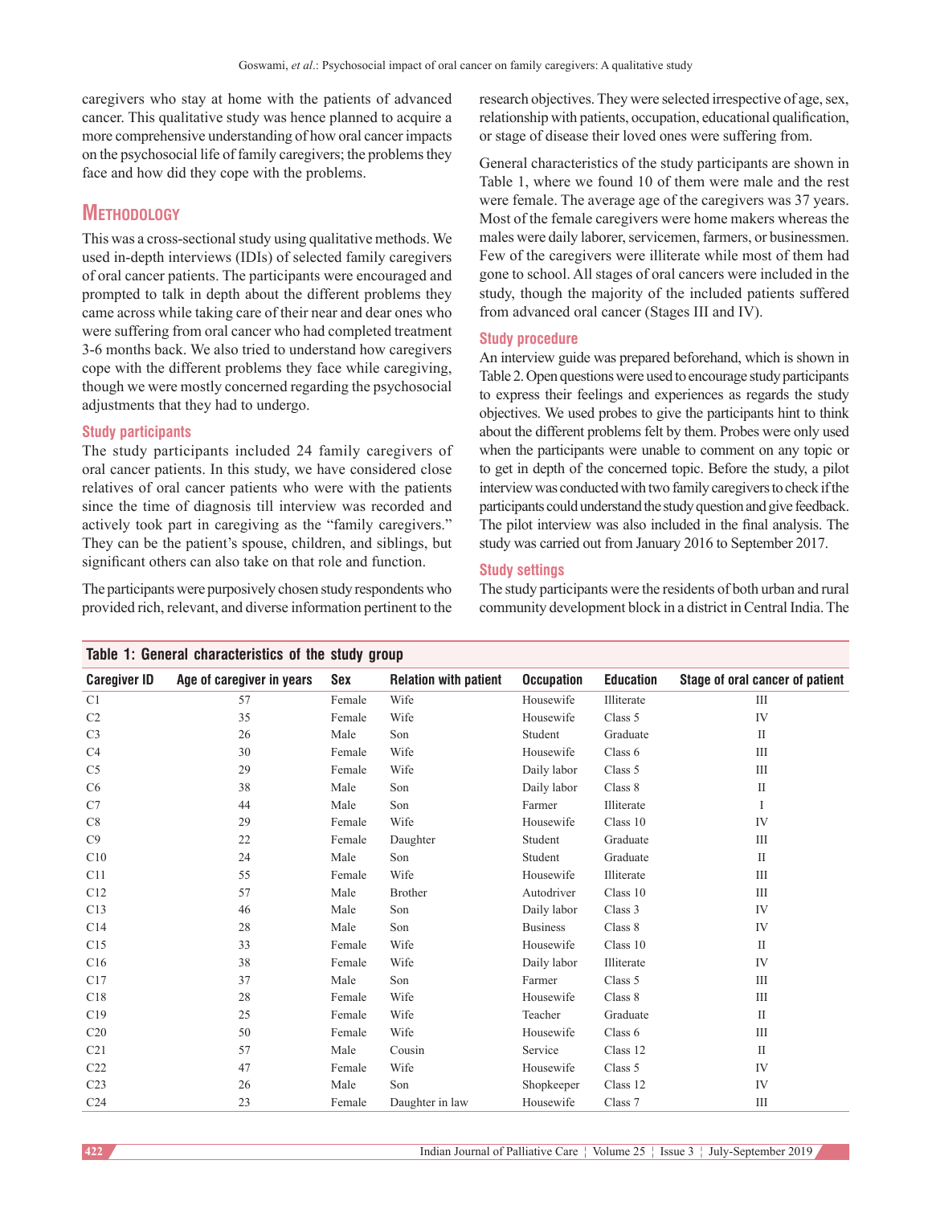caregivers who stay at home with the patients of advanced cancer. This qualitative study was hence planned to acquire a more comprehensive understanding of how oral cancer impacts on the psychosocial life of family caregivers; the problems they face and how did they cope with the problems.

## Methodology

This was a cross-sectional study using qualitative methods. We used in-depth interviews (IDIs) of selected family caregivers of oral cancer patients. The participants were encouraged and prompted to talk in depth about the different problems they came across while taking care of their near and dear ones who were suffering from oral cancer who had completed treatment 3-6 months back. We also tried to understand how caregivers cope with the different problems they face while caregiving, though we were mostly concerned regarding the psychosocial adjustments that they had to undergo.

### Study participants

The study participants included 24 family caregivers of oral cancer patients. In this study, we have considered close relatives of oral cancer patients who were with the patients since the time of diagnosis till interview was recorded and actively took part in caregiving as the "family caregivers." They can be the patient's spouse, children, and siblings, but significant others can also take on that role and function.

The participants were purposively chosen study respondents who provided rich, relevant, and diverse information pertinent to the research objectives. They were selected irrespective of age, sex, relationship with patients, occupation, educational qualification, or stage of disease their loved ones were suffering from.

General characteristics of the study participants are shown in Table 1, where we found 10 of them were male and the rest were female. The average age of the caregivers was 37 years. Most of the female caregivers were home makers whereas the males were daily laborer, servicemen, farmers, or businessmen. Few of the caregivers were illiterate while most of them had gone to school. All stages of oral cancers were included in the study, though the majority of the included patients suffered from advanced oral cancer (Stages III and IV).

### Study procedure

An interview guide was prepared beforehand, which is shown in Table 2. Open questions were used to encourage study participants to express their feelings and experiences as regards the study objectives. We used probes to give the participants hint to think about the different problems felt by them. Probes were only used when the participants were unable to comment on any topic or to get in depth of the concerned topic. Before the study, a pilot interview was conducted with two family caregivers to check if the participants could understand the study question and give feedback. The pilot interview was also included in the final analysis. The study was carried out from January 2016 to September 2017.

### Study settings

The study participants were the residents of both urban and rural community development block in a district in Central India. The

**Table 1: General characteristics of the study group**

| Caregiver ID | Age of caregiver in years | Sex | Relation with patient | Occupation | Education | Stage of oral cancer of patient |
|---|---|---|---|---|---|---|
| C1 | 57 | Female | Wife | Housewife | Illiterate | III |
| C2 | 35 | Female | Wife | Housewife | Class 5 | IV |
| C3 | 26 | Male | Son | Student | Graduate | II |
| C4 | 30 | Female | Wife | Housewife | Class 6 | III |
| C5 | 29 | Female | Wife | Daily labor | Class 5 | III |
| C6 | 38 | Male | Son | Daily labor | Class 8 | II |
| C7 | 44 | Male | Son | Farmer | Illiterate | I |
| C8 | 29 | Female | Wife | Housewife | Class 10 | IV |
| C9 | 22 | Female | Daughter | Student | Graduate | III |
| C10 | 24 | Male | Son | Student | Graduate | II |
| C11 | 55 | Female | Wife | Housewife | Illiterate | III |
| C12 | 57 | Male | Brother | Autodriver | Class 10 | III |
| C13 | 46 | Male | Son | Daily labor | Class 3 | IV |
| C14 | 28 | Male | Son | Business | Class 8 | IV |
| C15 | 33 | Female | Wife | Housewife | Class 10 | II |
| C16 | 38 | Female | Wife | Daily labor | Illiterate | IV |
| C17 | 37 | Male | Son | Farmer | Class 5 | III |
| C18 | 28 | Female | Wife | Housewife | Class 8 | III |
| C19 | 25 | Female | Wife | Teacher | Graduate | II |
| C20 | 50 | Female | Wife | Housewife | Class 6 | III |
| C21 | 57 | Male | Cousin | Service | Class 12 | II |
| C22 | 47 | Female | Wife | Housewife | Class 5 | IV |
| C23 | 26 | Male | Son | Shopkeeper | Class 12 | IV |
| C24 | 23 | Female | Daughter in law | Housewife | Class 7 | III |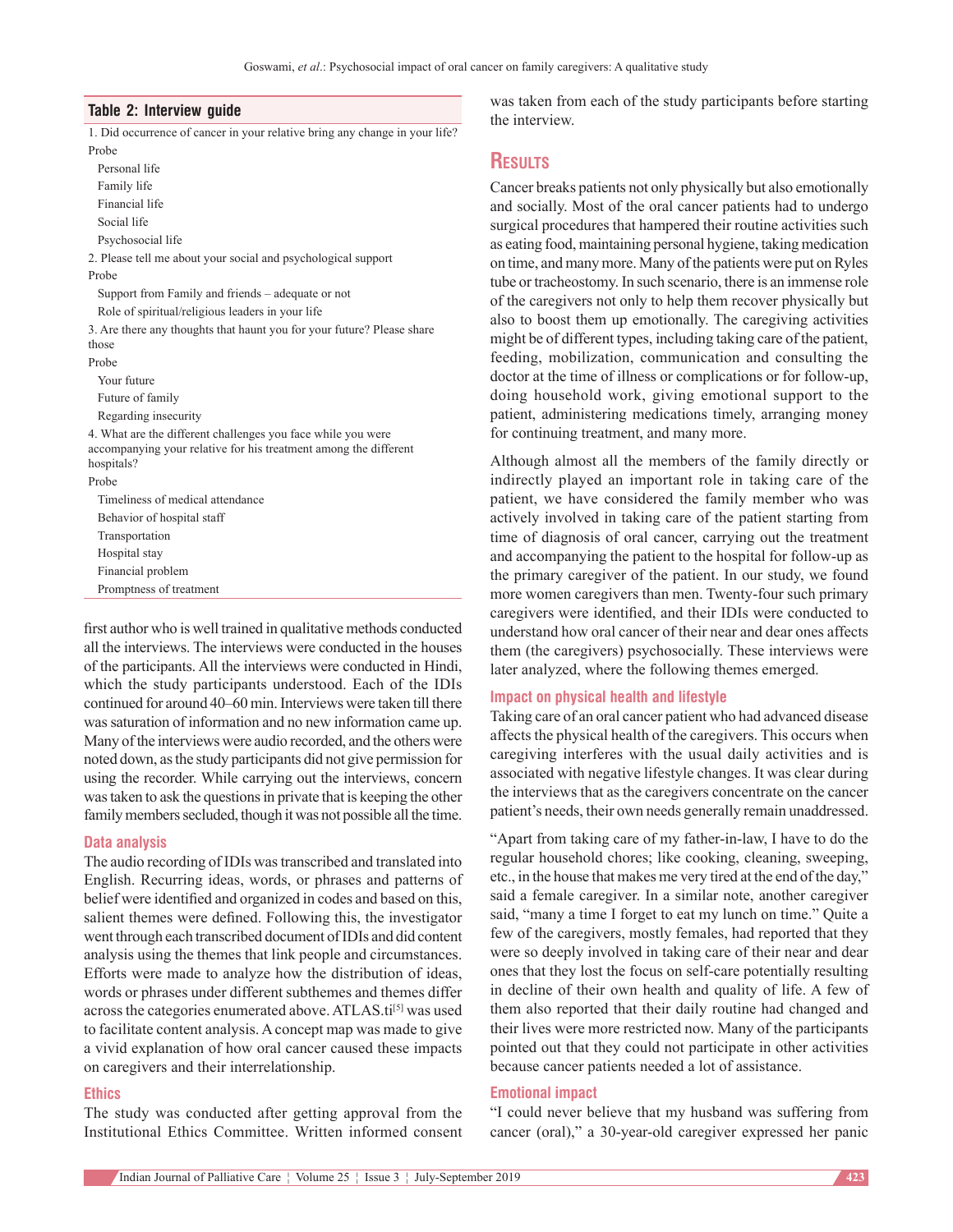**Table 2: Interview guide**

| |
|---|
| 1. Did occurrence of cancer in your relative bring any change in your life? |
| Probe |
| Personal life |
| Family life |
| Financial life |
| Social life |
| Psychosocial life |
| 2. Please tell me about your social and psychological support |
| Probe |
| Support from Family and friends – adequate or not |
| Role of spiritual/religious leaders in your life |
| 3. Are there any thoughts that haunt you for your future? Please share those |
| Probe |
| Your future |
| Future of family |
| Regarding insecurity |
| 4. What are the different challenges you face while you were accompanying your relative for his treatment among the different hospitals? |
| Probe |
| Timeliness of medical attendance |
| Behavior of hospital staff |
| Transportation |
| Hospital stay |
| Financial problem |
| Promptness of treatment |

first author who is well trained in qualitative methods conducted all the interviews. The interviews were conducted in the houses of the participants. All the interviews were conducted in Hindi, which the study participants understood. Each of the IDIs continued for around 40–60 min. Interviews were taken till there was saturation of information and no new information came up. Many of the interviews were audio recorded, and the others were noted down, as the study participants did not give permission for using the recorder. While carrying out the interviews, concern was taken to ask the questions in private that is keeping the other family members secluded, though it was not possible all the time.

### Data analysis

The audio recording of IDIs was transcribed and translated into English. Recurring ideas, words, or phrases and patterns of belief were identified and organized in codes and based on this, salient themes were defined. Following this, the investigator went through each transcribed document of IDIs and did content analysis using the themes that link people and circumstances. Efforts were made to analyze how the distribution of ideas, words or phrases under different subthemes and themes differ across the categories enumerated above. ATLAS.ti[5] was used to facilitate content analysis. A concept map was made to give a vivid explanation of how oral cancer caused these impacts on caregivers and their interrelationship.

### Ethics

The study was conducted after getting approval from the Institutional Ethics Committee. Written informed consent was taken from each of the study participants before starting the interview.

## Results

Cancer breaks patients not only physically but also emotionally and socially. Most of the oral cancer patients had to undergo surgical procedures that hampered their routine activities such as eating food, maintaining personal hygiene, taking medication on time, and many more. Many of the patients were put on Ryles tube or tracheostomy. In such scenario, there is an immense role of the caregivers not only to help them recover physically but also to boost them up emotionally. The caregiving activities might be of different types, including taking care of the patient, feeding, mobilization, communication and consulting the doctor at the time of illness or complications or for follow-up, doing household work, giving emotional support to the patient, administering medications timely, arranging money for continuing treatment, and many more.

Although almost all the members of the family directly or indirectly played an important role in taking care of the patient, we have considered the family member who was actively involved in taking care of the patient starting from time of diagnosis of oral cancer, carrying out the treatment and accompanying the patient to the hospital for follow-up as the primary caregiver of the patient. In our study, we found more women caregivers than men. Twenty-four such primary caregivers were identified, and their IDIs were conducted to understand how oral cancer of their near and dear ones affects them (the caregivers) psychosocially. These interviews were later analyzed, where the following themes emerged.

### Impact on physical health and lifestyle

Taking care of an oral cancer patient who had advanced disease affects the physical health of the caregivers. This occurs when caregiving interferes with the usual daily activities and is associated with negative lifestyle changes. It was clear during the interviews that as the caregivers concentrate on the cancer patient's needs, their own needs generally remain unaddressed.

"Apart from taking care of my father-in-law, I have to do the regular household chores; like cooking, cleaning, sweeping, etc., in the house that makes me very tired at the end of the day," said a female caregiver. In a similar note, another caregiver said, "many a time I forget to eat my lunch on time." Quite a few of the caregivers, mostly females, had reported that they were so deeply involved in taking care of their near and dear ones that they lost the focus on self-care potentially resulting in decline of their own health and quality of life. A few of them also reported that their daily routine had changed and their lives were more restricted now. Many of the participants pointed out that they could not participate in other activities because cancer patients needed a lot of assistance.

### Emotional impact

"I could never believe that my husband was suffering from cancer (oral)," a 30-year-old caregiver expressed her panic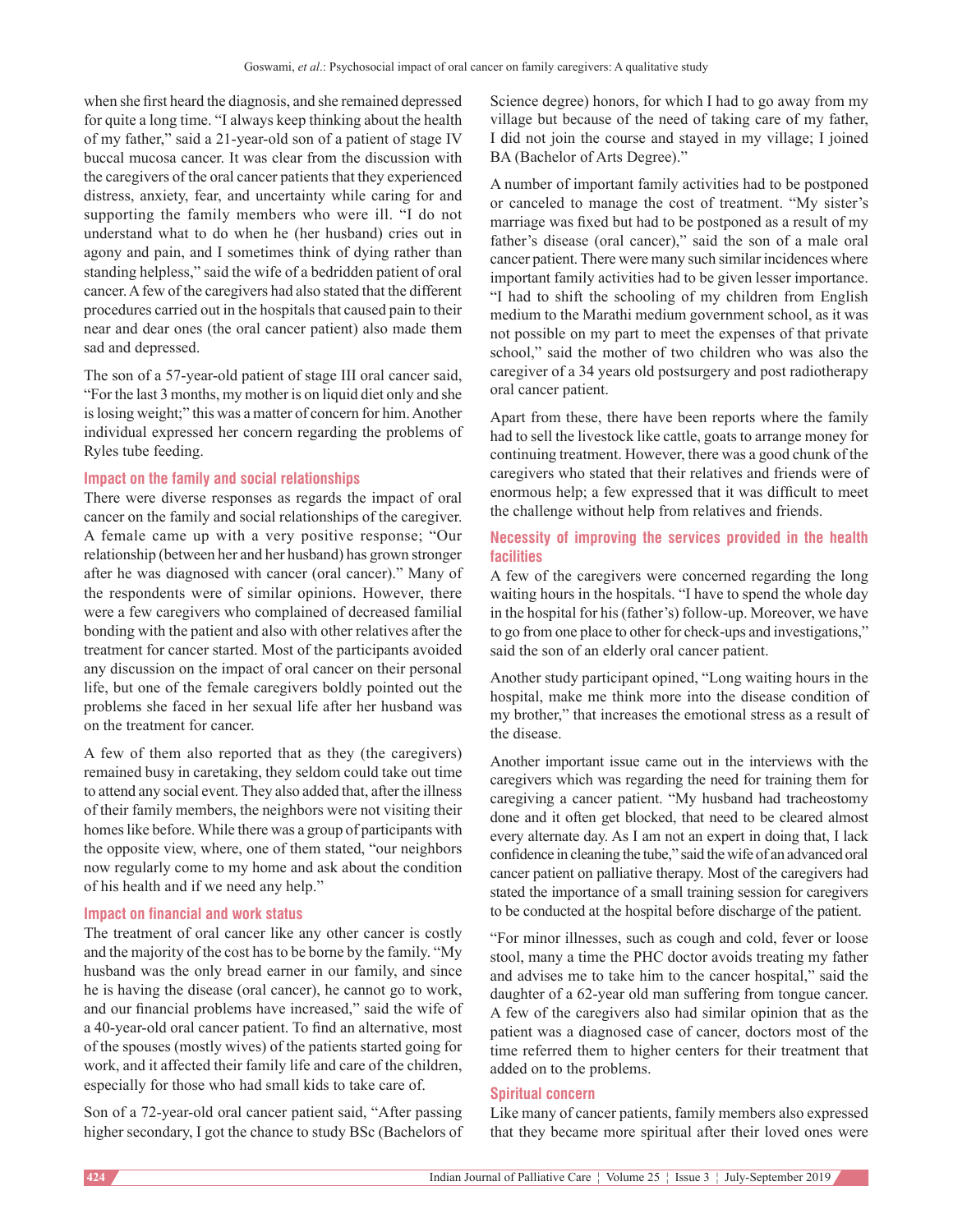when she first heard the diagnosis, and she remained depressed for quite a long time. "I always keep thinking about the health of my father," said a 21-year-old son of a patient of stage IV buccal mucosa cancer. It was clear from the discussion with the caregivers of the oral cancer patients that they experienced distress, anxiety, fear, and uncertainty while caring for and supporting the family members who were ill. "I do not understand what to do when he (her husband) cries out in agony and pain, and I sometimes think of dying rather than standing helpless," said the wife of a bedridden patient of oral cancer. A few of the caregivers had also stated that the different procedures carried out in the hospitals that caused pain to their near and dear ones (the oral cancer patient) also made them sad and depressed.

The son of a 57-year-old patient of stage III oral cancer said, "For the last 3 months, my mother is on liquid diet only and she is losing weight;" this was a matter of concern for him. Another individual expressed her concern regarding the problems of Ryles tube feeding.

### Impact on the family and social relationships

There were diverse responses as regards the impact of oral cancer on the family and social relationships of the caregiver. A female came up with a very positive response; "Our relationship (between her and her husband) has grown stronger after he was diagnosed with cancer (oral cancer)." Many of the respondents were of similar opinions. However, there were a few caregivers who complained of decreased familial bonding with the patient and also with other relatives after the treatment for cancer started. Most of the participants avoided any discussion on the impact of oral cancer on their personal life, but one of the female caregivers boldly pointed out the problems she faced in her sexual life after her husband was on the treatment for cancer.

A few of them also reported that as they (the caregivers) remained busy in caretaking, they seldom could take out time to attend any social event. They also added that, after the illness of their family members, the neighbors were not visiting their homes like before. While there was a group of participants with the opposite view, where, one of them stated, "our neighbors now regularly come to my home and ask about the condition of his health and if we need any help."

### Impact on financial and work status

The treatment of oral cancer like any other cancer is costly and the majority of the cost has to be borne by the family. "My husband was the only bread earner in our family, and since he is having the disease (oral cancer), he cannot go to work, and our financial problems have increased," said the wife of a 40-year-old oral cancer patient. To find an alternative, most of the spouses (mostly wives) of the patients started going for work, and it affected their family life and care of the children, especially for those who had small kids to take care of.

Son of a 72-year-old oral cancer patient said, "After passing higher secondary, I got the chance to study BSc (Bachelors of Science degree) honors, for which I had to go away from my village but because of the need of taking care of my father, I did not join the course and stayed in my village; I joined BA (Bachelor of Arts Degree)."

A number of important family activities had to be postponed or canceled to manage the cost of treatment. "My sister's marriage was fixed but had to be postponed as a result of my father's disease (oral cancer)," said the son of a male oral cancer patient. There were many such similar incidences where important family activities had to be given lesser importance. "I had to shift the schooling of my children from English medium to the Marathi medium government school, as it was not possible on my part to meet the expenses of that private school," said the mother of two children who was also the caregiver of a 34 years old postsurgery and post radiotherapy oral cancer patient.

Apart from these, there have been reports where the family had to sell the livestock like cattle, goats to arrange money for continuing treatment. However, there was a good chunk of the caregivers who stated that their relatives and friends were of enormous help; a few expressed that it was difficult to meet the challenge without help from relatives and friends.

### Necessity of improving the services provided in the health facilities

A few of the caregivers were concerned regarding the long waiting hours in the hospitals. "I have to spend the whole day in the hospital for his (father's) follow-up. Moreover, we have to go from one place to other for check-ups and investigations," said the son of an elderly oral cancer patient.

Another study participant opined, "Long waiting hours in the hospital, make me think more into the disease condition of my brother," that increases the emotional stress as a result of the disease.

Another important issue came out in the interviews with the caregivers which was regarding the need for training them for caregiving a cancer patient. "My husband had tracheostomy done and it often get blocked, that need to be cleared almost every alternate day. As I am not an expert in doing that, I lack confidence in cleaning the tube," said the wife of an advanced oral cancer patient on palliative therapy. Most of the caregivers had stated the importance of a small training session for caregivers to be conducted at the hospital before discharge of the patient.

"For minor illnesses, such as cough and cold, fever or loose stool, many a time the PHC doctor avoids treating my father and advises me to take him to the cancer hospital," said the daughter of a 62-year old man suffering from tongue cancer. A few of the caregivers also had similar opinion that as the patient was a diagnosed case of cancer, doctors most of the time referred them to higher centers for their treatment that added on to the problems.

### Spiritual concern

Like many of cancer patients, family members also expressed that they became more spiritual after their loved ones were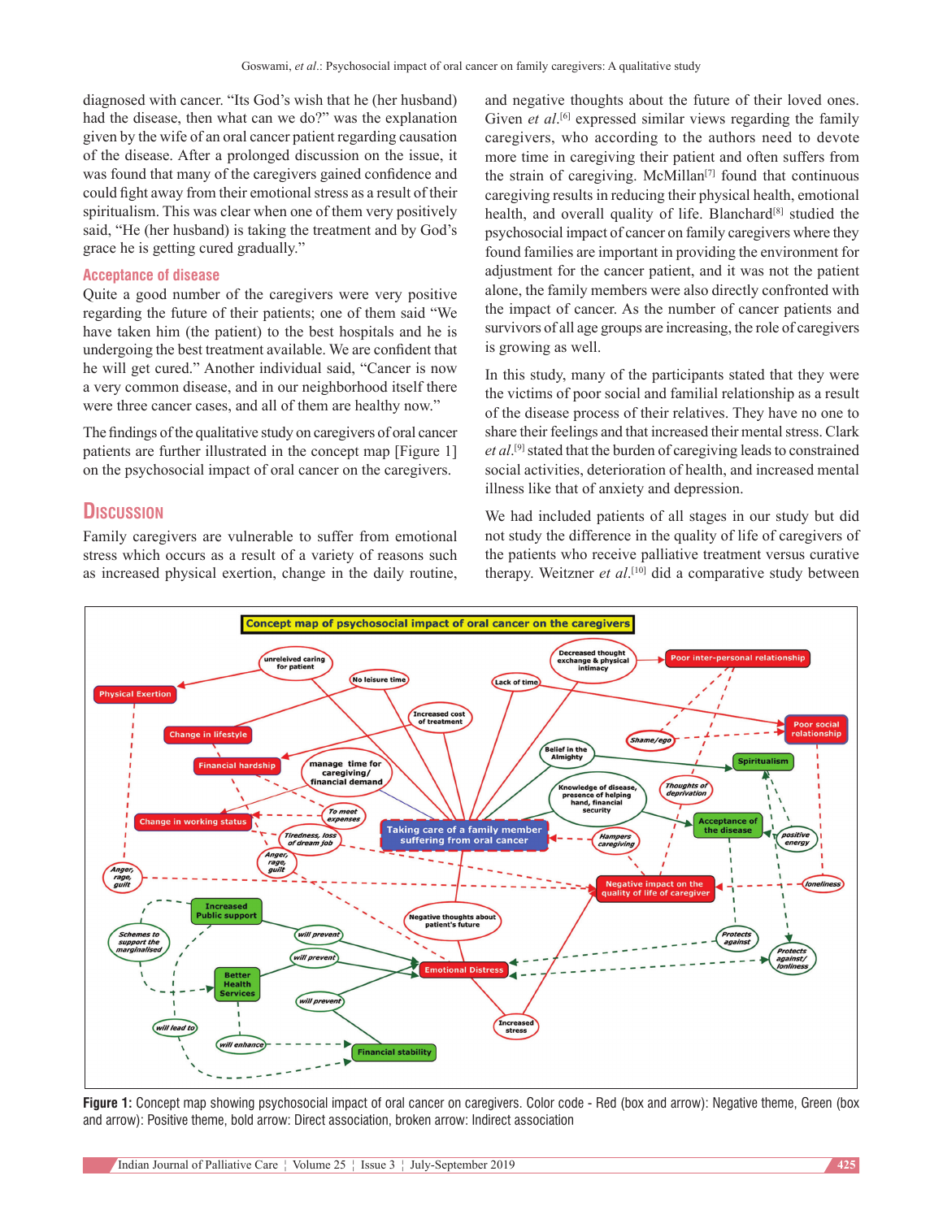diagnosed with cancer. "Its God's wish that he (her husband) had the disease, then what can we do?" was the explanation given by the wife of an oral cancer patient regarding causation of the disease. After a prolonged discussion on the issue, it was found that many of the caregivers gained confidence and could fight away from their emotional stress as a result of their spiritualism. This was clear when one of them very positively said, "He (her husband) is taking the treatment and by God's grace he is getting cured gradually."

### Acceptance of disease

Quite a good number of the caregivers were very positive regarding the future of their patients; one of them said "We have taken him (the patient) to the best hospitals and he is undergoing the best treatment available. We are confident that he will get cured." Another individual said, "Cancer is now a very common disease, and in our neighborhood itself there were three cancer cases, and all of them are healthy now."

The findings of the qualitative study on caregivers of oral cancer patients are further illustrated in the concept map [Figure 1] on the psychosocial impact of oral cancer on the caregivers.

## Discussion

Family caregivers are vulnerable to suffer from emotional stress which occurs as a result of a variety of reasons such as increased physical exertion, change in the daily routine, and negative thoughts about the future of their loved ones. Given *et al*.[6] expressed similar views regarding the family caregivers, who according to the authors need to devote more time in caregiving their patient and often suffers from the strain of caregiving. McMillan[7] found that continuous caregiving results in reducing their physical health, emotional health, and overall quality of life. Blanchard[8] studied the psychosocial impact of cancer on family caregivers where they found families are important in providing the environment for adjustment for the cancer patient, and it was not the patient alone, the family members were also directly confronted with the impact of cancer. As the number of cancer patients and survivors of all age groups are increasing, the role of caregivers is growing as well.

In this study, many of the participants stated that they were the victims of poor social and familial relationship as a result of the disease process of their relatives. They have no one to share their feelings and that increased their mental stress. Clark *et al*.[9] stated that the burden of caregiving leads to constrained social activities, deterioration of health, and increased mental illness like that of anxiety and depression.

We had included patients of all stages in our study but did not study the difference in the quality of life of caregivers of the patients who receive palliative treatment versus curative therapy. Weitzner *et al*.[10] did a comparative study between

**Figure 1:** Concept map showing psychosocial impact of oral cancer on caregivers. Color code - Red (box and arrow): Negative theme, Green (box and arrow): Positive theme, bold arrow: Direct association, broken arrow: Indirect association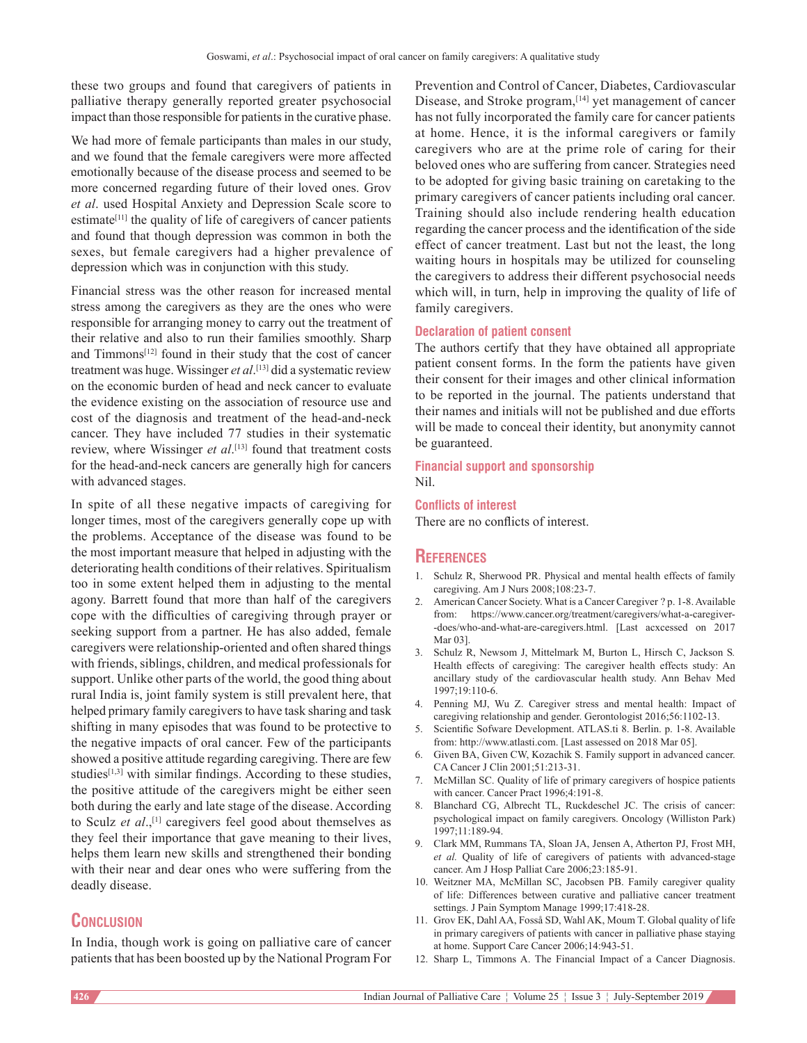these two groups and found that caregivers of patients in palliative therapy generally reported greater psychosocial impact than those responsible for patients in the curative phase.

We had more of female participants than males in our study, and we found that the female caregivers were more affected emotionally because of the disease process and seemed to be more concerned regarding future of their loved ones. Grov *et al*. used Hospital Anxiety and Depression Scale score to estimate[11] the quality of life of caregivers of cancer patients and found that though depression was common in both the sexes, but female caregivers had a higher prevalence of depression which was in conjunction with this study.

Financial stress was the other reason for increased mental stress among the caregivers as they are the ones who were responsible for arranging money to carry out the treatment of their relative and also to run their families smoothly. Sharp and Timmons[12] found in their study that the cost of cancer treatment was huge. Wissinger *et al*.[13] did a systematic review on the economic burden of head and neck cancer to evaluate the evidence existing on the association of resource use and cost of the diagnosis and treatment of the head-and-neck cancer. They have included 77 studies in their systematic review, where Wissinger *et al*.[13] found that treatment costs for the head-and-neck cancers are generally high for cancers with advanced stages.

In spite of all these negative impacts of caregiving for longer times, most of the caregivers generally cope up with the problems. Acceptance of the disease was found to be the most important measure that helped in adjusting with the deteriorating health conditions of their relatives. Spiritualism too in some extent helped them in adjusting to the mental agony. Barrett found that more than half of the caregivers cope with the difficulties of caregiving through prayer or seeking support from a partner. He has also added, female caregivers were relationship-oriented and often shared things with friends, siblings, children, and medical professionals for support. Unlike other parts of the world, the good thing about rural India is, joint family system is still prevalent here, that helped primary family caregivers to have task sharing and task shifting in many episodes that was found to be protective to the negative impacts of oral cancer. Few of the participants showed a positive attitude regarding caregiving. There are few studies[1,3] with similar findings. According to these studies, the positive attitude of the caregivers might be either seen both during the early and late stage of the disease. According to Sculz *et al*.,[1] caregivers feel good about themselves as they feel their importance that gave meaning to their lives, helps them learn new skills and strengthened their bonding with their near and dear ones who were suffering from the deadly disease.

## Conclusion

In India, though work is going on palliative care of cancer patients that has been boosted up by the National Program For Prevention and Control of Cancer, Diabetes, Cardiovascular Disease, and Stroke program,[14] yet management of cancer has not fully incorporated the family care for cancer patients at home. Hence, it is the informal caregivers or family caregivers who are at the prime role of caring for their beloved ones who are suffering from cancer. Strategies need to be adopted for giving basic training on caretaking to the primary caregivers of cancer patients including oral cancer. Training should also include rendering health education regarding the cancer process and the identification of the side effect of cancer treatment. Last but not the least, the long waiting hours in hospitals may be utilized for counseling the caregivers to address their different psychosocial needs which will, in turn, help in improving the quality of life of family caregivers.

### Declaration of patient consent

The authors certify that they have obtained all appropriate patient consent forms. In the form the patients have given their consent for their images and other clinical information to be reported in the journal. The patients understand that their names and initials will not be published and due efforts will be made to conceal their identity, but anonymity cannot be guaranteed.

### Financial support and sponsorship

Nil.

### Conflicts of interest

There are no conflicts of interest.

## References

1. Schulz R, Sherwood PR. Physical and mental health effects of family caregiving. Am J Nurs 2008;108:23-7.
2. American Cancer Society. What is a Cancer Caregiver ? p. 1-8. Available from: https://www.cancer.org/treatment/caregivers/what-a-caregiver--does/who-and-what-are-caregivers.html. [Last acxcessed on 2017 Mar 03].
3. Schulz R, Newsom J, Mittelmark M, Burton L, Hirsch C, Jackson S. Health effects of caregiving: The caregiver health effects study: An ancillary study of the cardiovascular health study. Ann Behav Med 1997;19:110-6.
4. Penning MJ, Wu Z. Caregiver stress and mental health: Impact of caregiving relationship and gender. Gerontologist 2016;56:1102-13.
5. Scientific Sofware Development. ATLAS.ti 8. Berlin. p. 1-8. Available from: http://www.atlasti.com. [Last assessed on 2018 Mar 05].
6. Given BA, Given CW, Kozachik S. Family support in advanced cancer. CA Cancer J Clin 2001;51:213-31.
7. McMillan SC. Quality of life of primary caregivers of hospice patients with cancer. Cancer Pract 1996;4:191-8.
8. Blanchard CG, Albrecht TL, Ruckdeschel JC. The crisis of cancer: psychological impact on family caregivers. Oncology (Williston Park) 1997;11:189-94.
9. Clark MM, Rummans TA, Sloan JA, Jensen A, Atherton PJ, Frost MH, *et al.* Quality of life of caregivers of patients with advanced-stage cancer. Am J Hosp Palliat Care 2006;23:185-91.
10. Weitzner MA, McMillan SC, Jacobsen PB. Family caregiver quality of life: Differences between curative and palliative cancer treatment settings. J Pain Symptom Manage 1999;17:418-28.
11. Grov EK, Dahl AA, Fosså SD, Wahl AK, Moum T. Global quality of life in primary caregivers of patients with cancer in palliative phase staying at home. Support Care Cancer 2006;14:943-51.
12. Sharp L, Timmons A. The Financial Impact of a Cancer Diagnosis.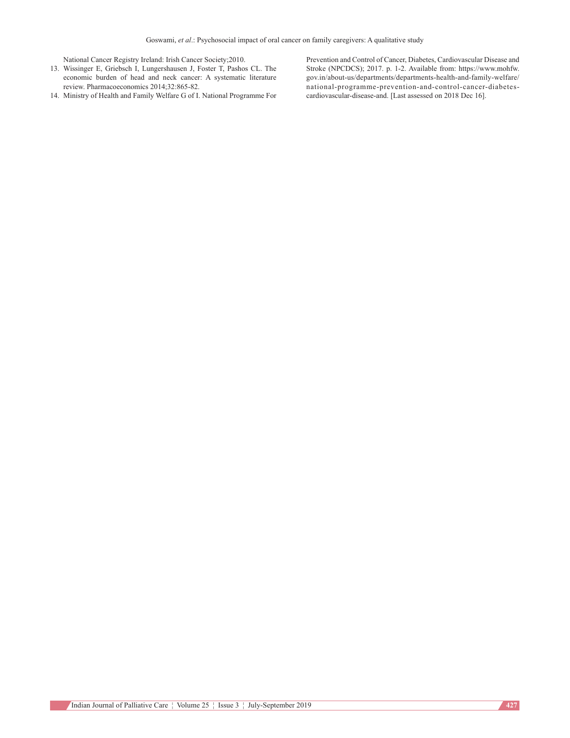National Cancer Registry Ireland: Irish Cancer Society;2010.

13. Wissinger E, Griebsch I, Lungershausen J, Foster T, Pashos CL. The economic burden of head and neck cancer: A systematic literature review. Pharmacoeconomics 2014;32:865-82.
14. Ministry of Health and Family Welfare G of I. National Programme For Prevention and Control of Cancer, Diabetes, Cardiovascular Disease and Stroke (NPCDCS); 2017. p. 1-2. Available from: https://www.mohfw.gov.in/about-us/departments/departments-health-and-family-welfare/national-programme-prevention-and-control-cancer-diabetes-cardiovascular-disease-and. [Last assessed on 2018 Dec 16].